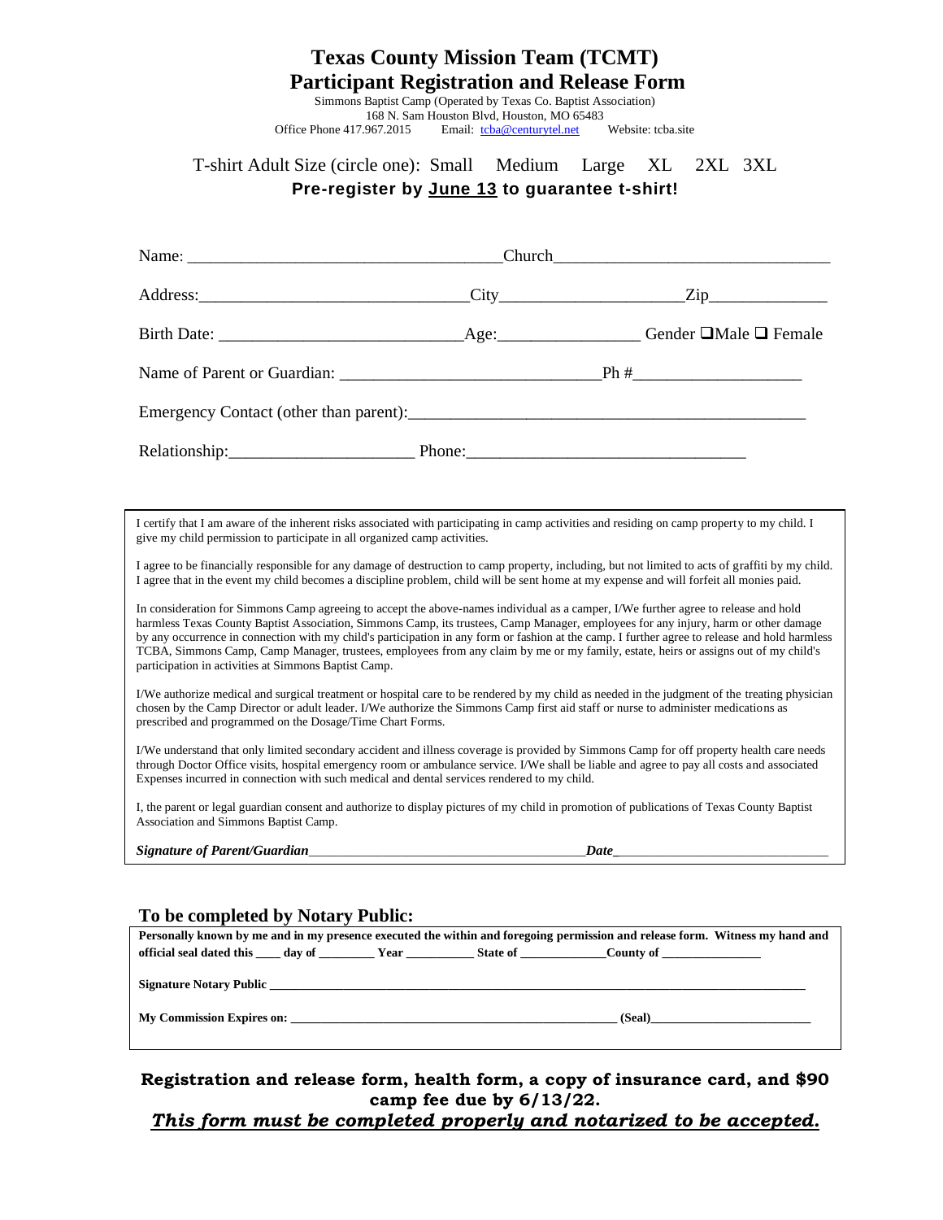# Texas County Mission Team (TCMT)
# Participant Registration and Release Form

Simmons Baptist Camp (Operated by Texas Co. Baptist Association)
168 N. Sam Houston Blvd, Houston, MO 65483
Office Phone 417.967.2015 Email: tcba@centurytel.net Website: tcba.site

T-shirt Adult Size (circle one): Small Medium Large XL 2XL 3XL

**Pre-register by June 13 to guarantee t-shirt!**

Name: _________________________________ Church_____________________________

Address:____________________________ City____________________ Zip____________

Birth Date: __________________________ Age:_______________ Gender ❑Male ❑ Female

Name of Parent or Guardian: ___________________________ Ph #_________________

Emergency Contact (other than parent):__________________________________________

Relationship:___________________ Phone:_____________________________

I certify that I am aware of the inherent risks associated with participating in camp activities and residing on camp property to my child. I give my child permission to participate in all organized camp activities.

I agree to be financially responsible for any damage of destruction to camp property, including, but not limited to acts of graffiti by my child. I agree that in the event my child becomes a discipline problem, child will be sent home at my expense and will forfeit all monies paid.

In consideration for Simmons Camp agreeing to accept the above-names individual as a camper, I/We further agree to release and hold harmless Texas County Baptist Association, Simmons Camp, its trustees, Camp Manager, employees for any injury, harm or other damage by any occurrence in connection with my child's participation in any form or fashion at the camp. I further agree to release and hold harmless TCBA, Simmons Camp, Camp Manager, trustees, employees from any claim by me or my family, estate, heirs or assigns out of my child's participation in activities at Simmons Baptist Camp.

I/We authorize medical and surgical treatment or hospital care to be rendered by my child as needed in the judgment of the treating physician chosen by the Camp Director or adult leader. I/We authorize the Simmons Camp first aid staff or nurse to administer medications as prescribed and programmed on the Dosage/Time Chart Forms.

I/We understand that only limited secondary accident and illness coverage is provided by Simmons Camp for off property health care needs through Doctor Office visits, hospital emergency room or ambulance service. I/We shall be liable and agree to pay all costs and associated Expenses incurred in connection with such medical and dental services rendered to my child.

I, the parent or legal guardian consent and authorize to display pictures of my child in promotion of publications of Texas County Baptist Association and Simmons Baptist Camp.

***Signature of Parent/Guardian***_________________________________ ***Date***___________________________

## To be completed by Notary Public:

**Personally known by me and in my presence executed the within and foregoing permission and release form. Witness my hand and official seal dated this ____ day of ________ Year __________ State of _____________ County of _______________**

**Signature Notary Public** ____________________________________________________________

**My Commission Expires on:** ____________________________________ **(Seal)**____________________

**Registration and release form, health form, a copy of insurance card, and $90 camp fee due by 6/13/22.**

***This form must be completed properly and notarized to be accepted.***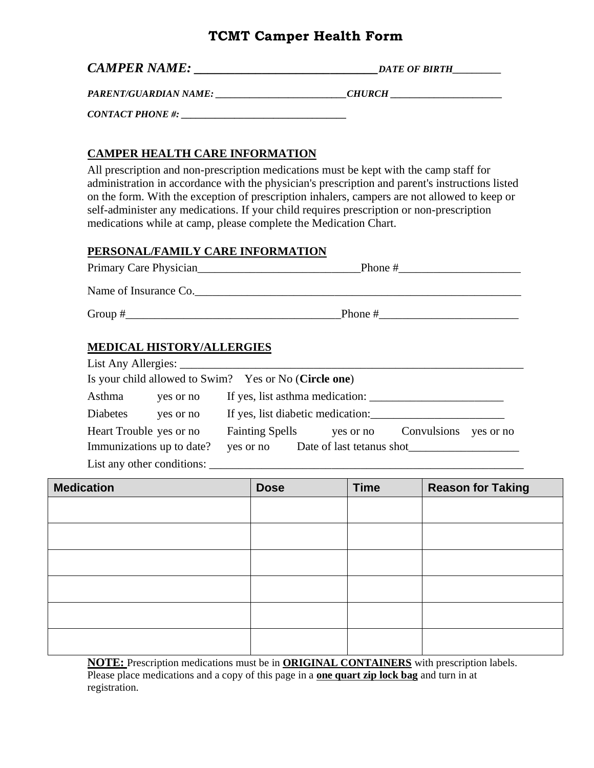# TCMT Camper Health Form

***CAMPER NAME:*** _____________________________ ***DATE OF BIRTH***_________

***PARENT/GUARDIAN NAME:*** __________________________ ***CHURCH*** ______________________

***CONTACT PHONE #:*** _________________________________

**CAMPER HEALTH CARE INFORMATION**

All prescription and non-prescription medications must be kept with the camp staff for administration in accordance with the physician's prescription and parent's instructions listed on the form. With the exception of prescription inhalers, campers are not allowed to keep or self-administer any medications. If your child requires prescription or non-prescription medications while at camp, please complete the Medication Chart.

**PERSONAL/FAMILY CARE INFORMATION**

Primary Care Physician____________________________Phone #_____________________

Name of Insurance Co.___________________________________________________________

Group #_____________________________________Phone #________________________

**MEDICAL HISTORY/ALLERGIES**

List Any Allergies: ______________________________________________________________

Is your child allowed to Swim? Yes or No (**Circle one**)

Asthma yes or no If yes, list asthma medication: _______________________

Diabetes yes or no If yes, list diabetic medication:_______________________

Heart Trouble yes or no Fainting Spells yes or no Convulsions yes or no

Immunizations up to date? yes or no Date of last tetanus shot___________________

List any other conditions: _______________________________________________________

| Medication | Dose | Time | Reason for Taking |
|---|---|---|---|
| | | | |
| | | | |
| | | | |
| | | | |
| | | | |
| | | | |

**NOTE:** Prescription medications must be in **ORIGINAL CONTAINERS** with prescription labels. Please place medications and a copy of this page in a **one quart zip lock bag** and turn in at registration.